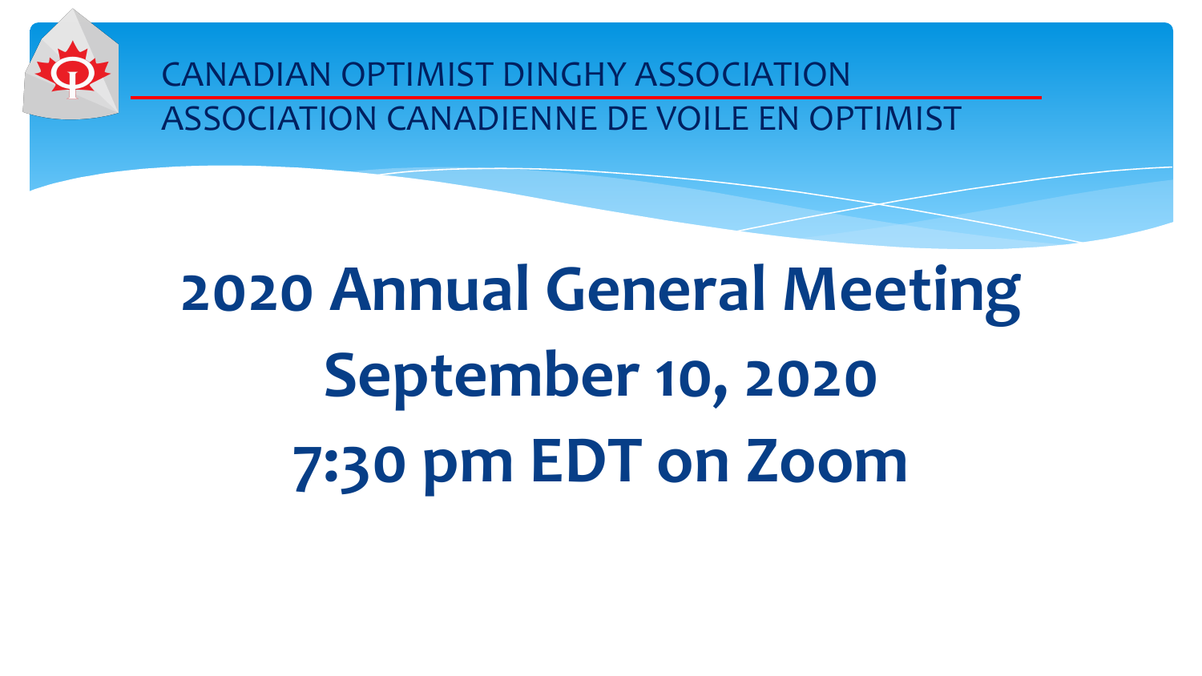CANADIAN OPTIMIST DINGHY ASSOCIATION

ASSOCIATION CANADIENNE DE VOILE EN OPTIMIST

# 2020 Annual General Meeting

# September 10, 2020

# 7:30 pm EDT on Zoom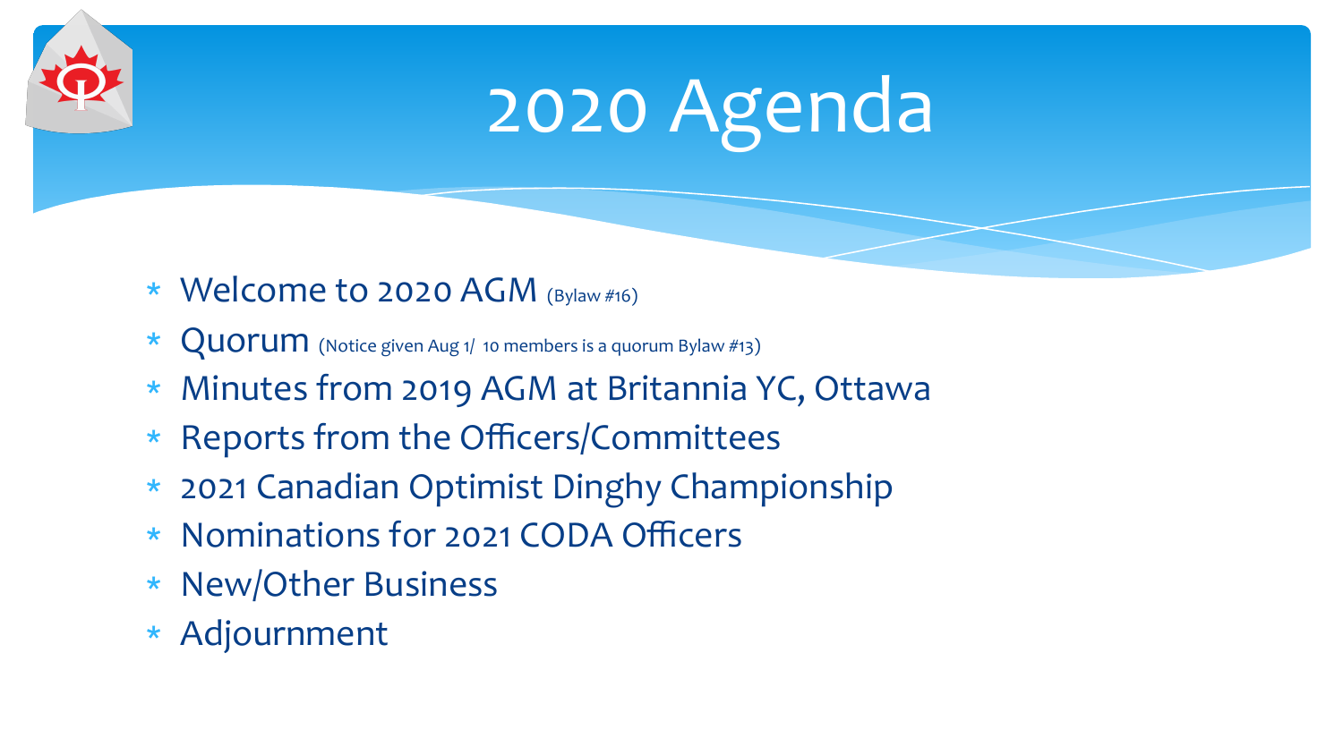# 2020 Agenda

* Welcome to 2020 AGM (Bylaw #16)
* Quorum (Notice given Aug 1/ 10 members is a quorum Bylaw #13)
* Minutes from 2019 AGM at Britannia YC, Ottawa
* Reports from the Officers/Committees
* 2021 Canadian Optimist Dinghy Championship
* Nominations for 2021 CODA Officers
* New/Other Business
* Adjournment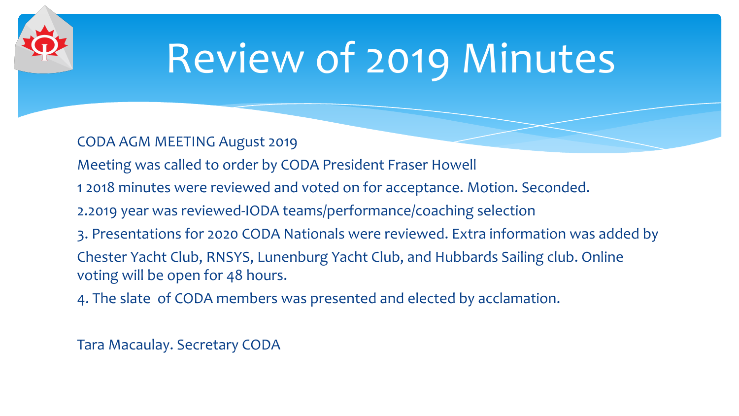# Review of 2019 Minutes

CODA AGM MEETING August 2019

Meeting was called to order by CODA President Fraser Howell

1 2018 minutes were reviewed and voted on for acceptance. Motion. Seconded.

2.2019 year was reviewed-IODA teams/performance/coaching selection

3. Presentations for 2020 CODA Nationals were reviewed. Extra information was added by Chester Yacht Club, RNSYS, Lunenburg Yacht Club, and Hubbards Sailing club. Online voting will be open for 48 hours.

4. The slate of CODA members was presented and elected by acclamation.

Tara Macaulay. Secretary CODA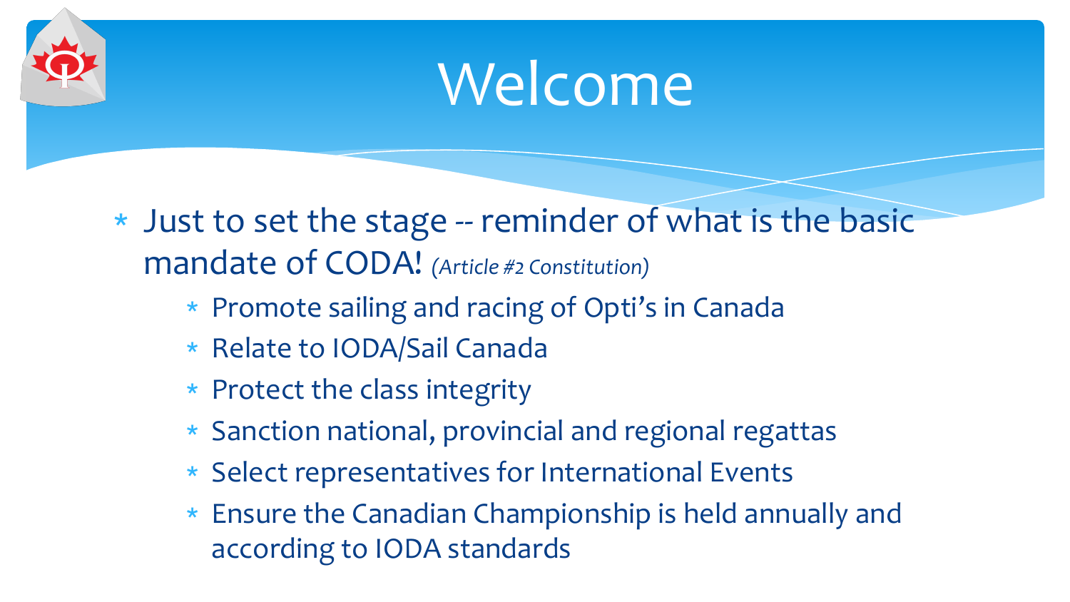# Welcome

- Just to set the stage -- reminder of what is the basic mandate of CODA! *(Article #2 Constitution)*
  - Promote sailing and racing of Opti's in Canada
  - Relate to IODA/Sail Canada
  - Protect the class integrity
  - Sanction national, provincial and regional regattas
  - Select representatives for International Events
  - Ensure the Canadian Championship is held annually and according to IODA standards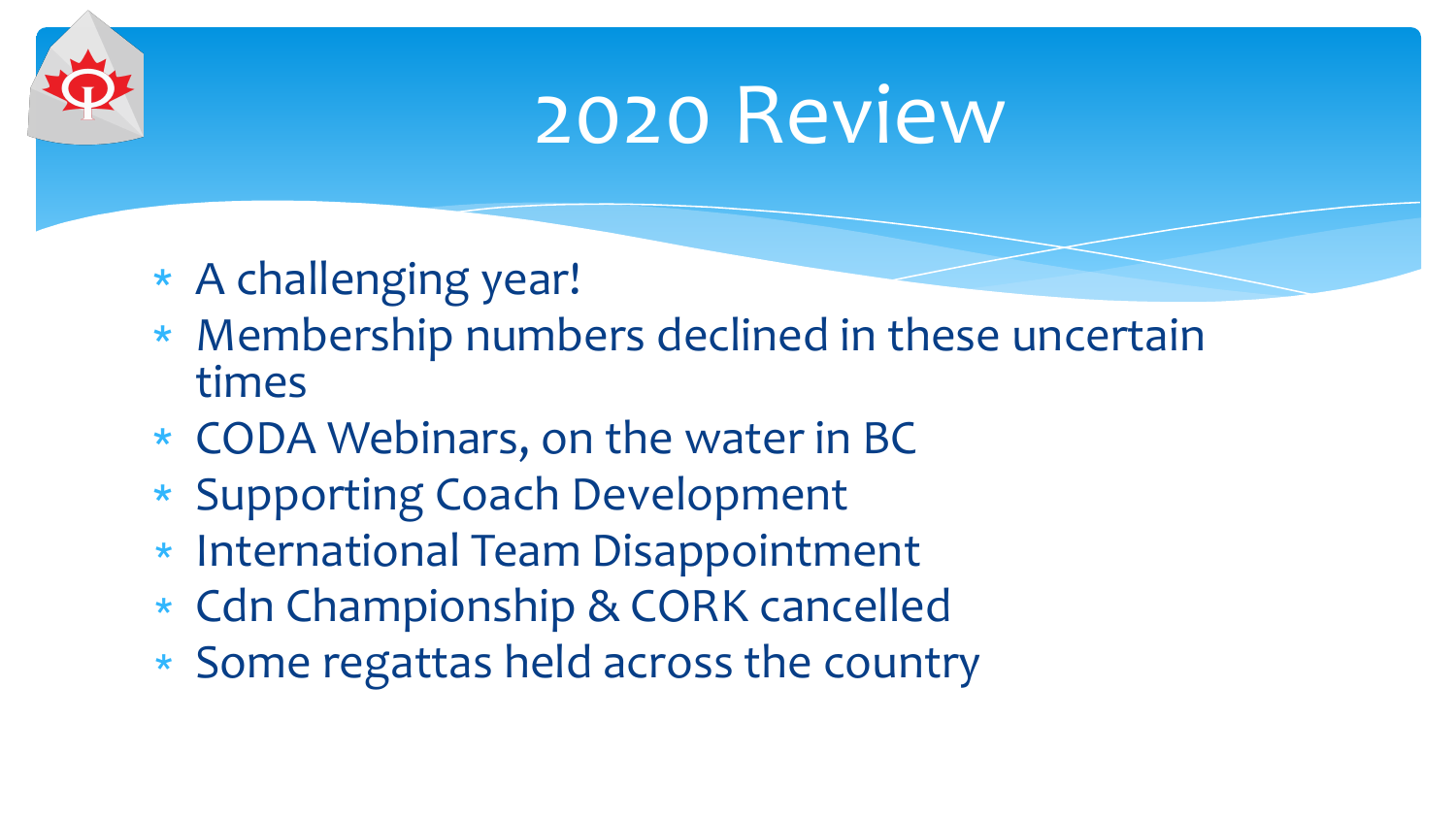# 2020 Review

- A challenging year!
- Membership numbers declined in these uncertain times
- CODA Webinars, on the water in BC
- Supporting Coach Development
- International Team Disappointment
- Cdn Championship & CORK cancelled
- Some regattas held across the country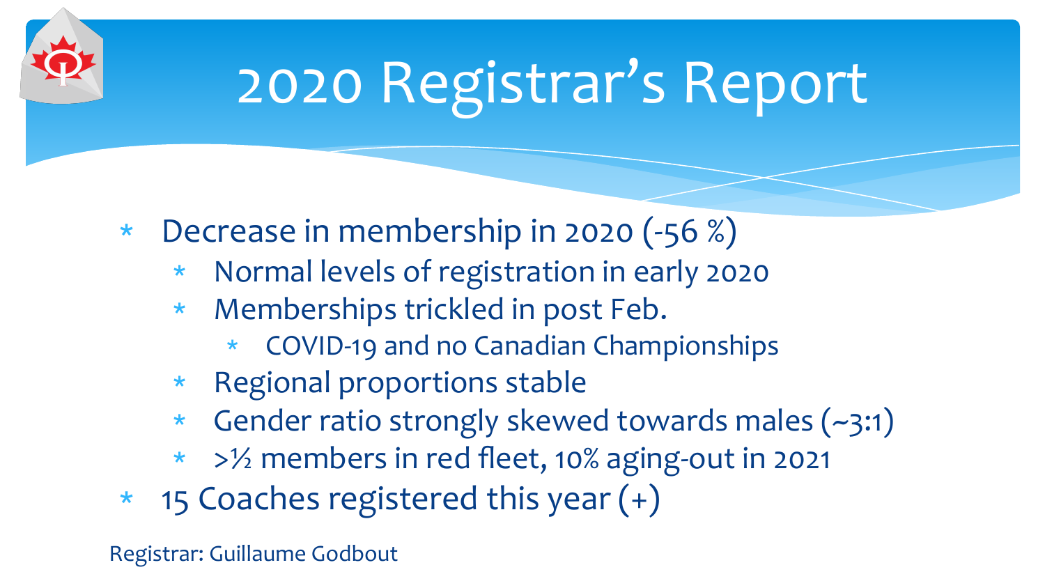# 2020 Registrar's Report

- Decrease in membership in 2020 (-56 %)
  - Normal levels of registration in early 2020
  - Memberships trickled in post Feb.
    - COVID-19 and no Canadian Championships
  - Regional proportions stable
  - Gender ratio strongly skewed towards males (~3:1)
  - >½ members in red fleet, 10% aging-out in 2021
- 15 Coaches registered this year (+)

Registrar: Guillaume Godbout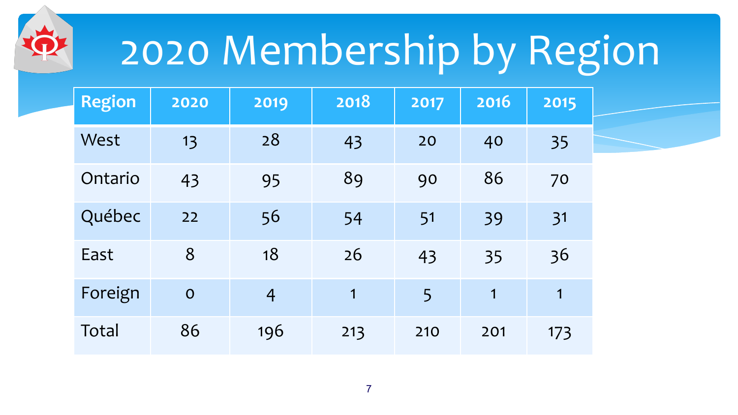# 2020 Membership by Region

| Region | 2020 | 2019 | 2018 | 2017 | 2016 | 2015 |
|---|---|---|---|---|---|---|
| West | 13 | 28 | 43 | 20 | 40 | 35 |
| Ontario | 43 | 95 | 89 | 90 | 86 | 70 |
| Québec | 22 | 56 | 54 | 51 | 39 | 31 |
| East | 8 | 18 | 26 | 43 | 35 | 36 |
| Foreign | 0 | 4 | 1 | 5 | 1 | 1 |
| Total | 86 | 196 | 213 | 210 | 201 | 173 |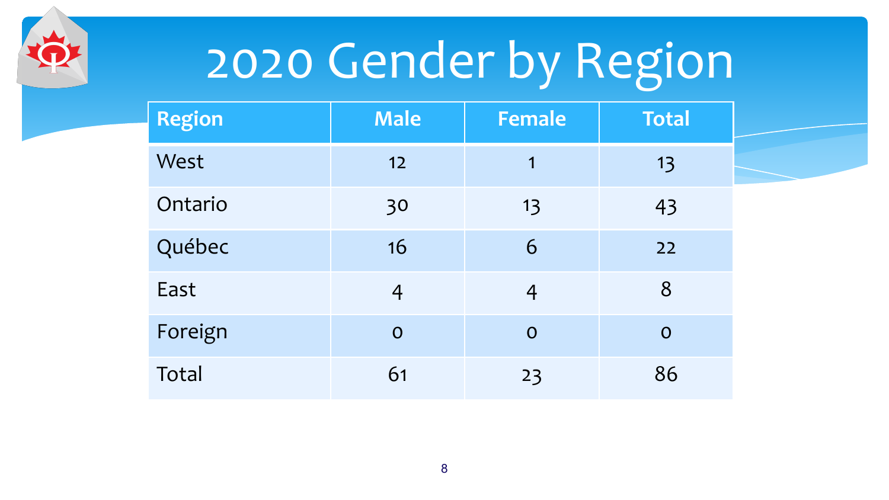# 2020 Gender by Region

| Region | Male | Female | Total |
|---|---|---|---|
| West | 12 | 1 | 13 |
| Ontario | 30 | 13 | 43 |
| Québec | 16 | 6 | 22 |
| East | 4 | 4 | 8 |
| Foreign | 0 | 0 | 0 |
| Total | 61 | 23 | 86 |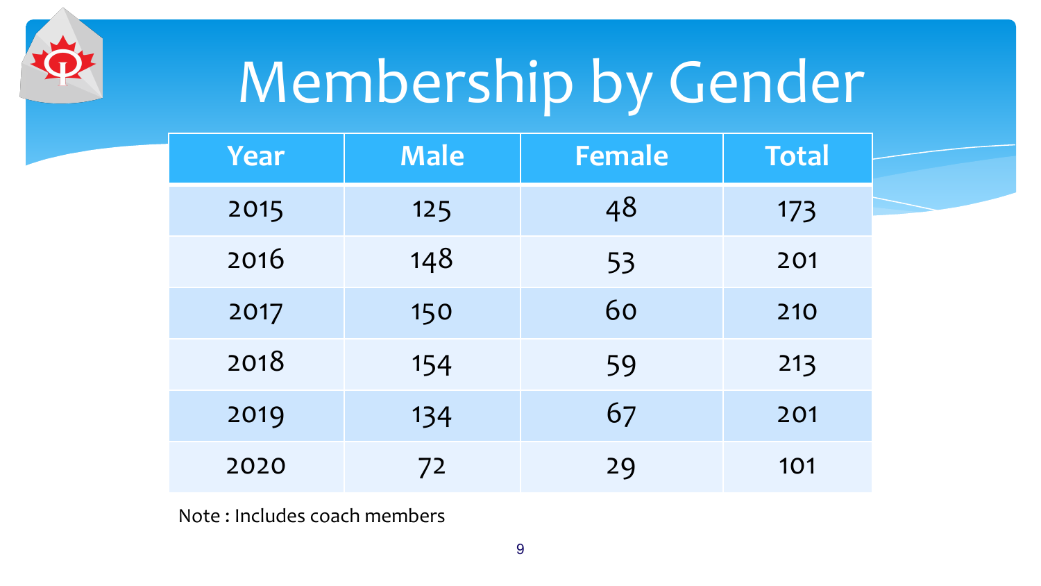# Membership by Gender

| Year | Male | Female | Total |
|---|---|---|---|
| 2015 | 125 | 48 | 173 |
| 2016 | 148 | 53 | 201 |
| 2017 | 150 | 60 | 210 |
| 2018 | 154 | 59 | 213 |
| 2019 | 134 | 67 | 201 |
| 2020 | 72 | 29 | 101 |

Note : Includes coach members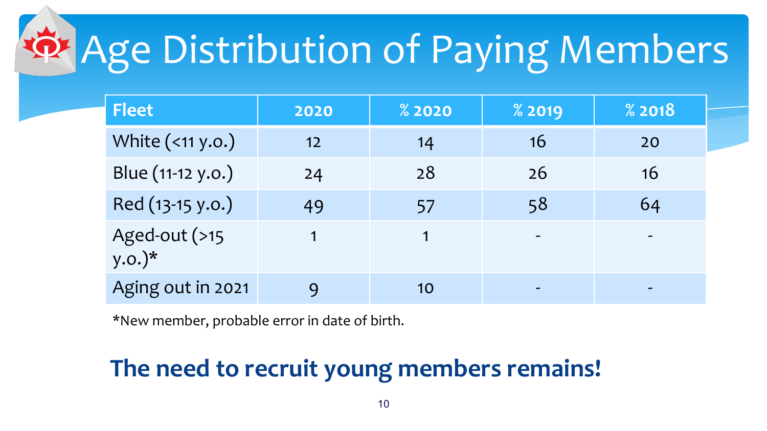# Age Distribution of Paying Members

| Fleet | 2020 | % 2020 | % 2019 | % 2018 |
|---|---|---|---|---|
| White (<11 y.o.) | 12 | 14 | 16 | 20 |
| Blue (11-12 y.o.) | 24 | 28 | 26 | 16 |
| Red (13-15 y.o.) | 49 | 57 | 58 | 64 |
| Aged-out (>15 y.o.)* | 1 | 1 | - | - |
| Aging out in 2021 | 9 | 10 | - | - |

*New member, probable error in date of birth.

## The need to recruit young members remains!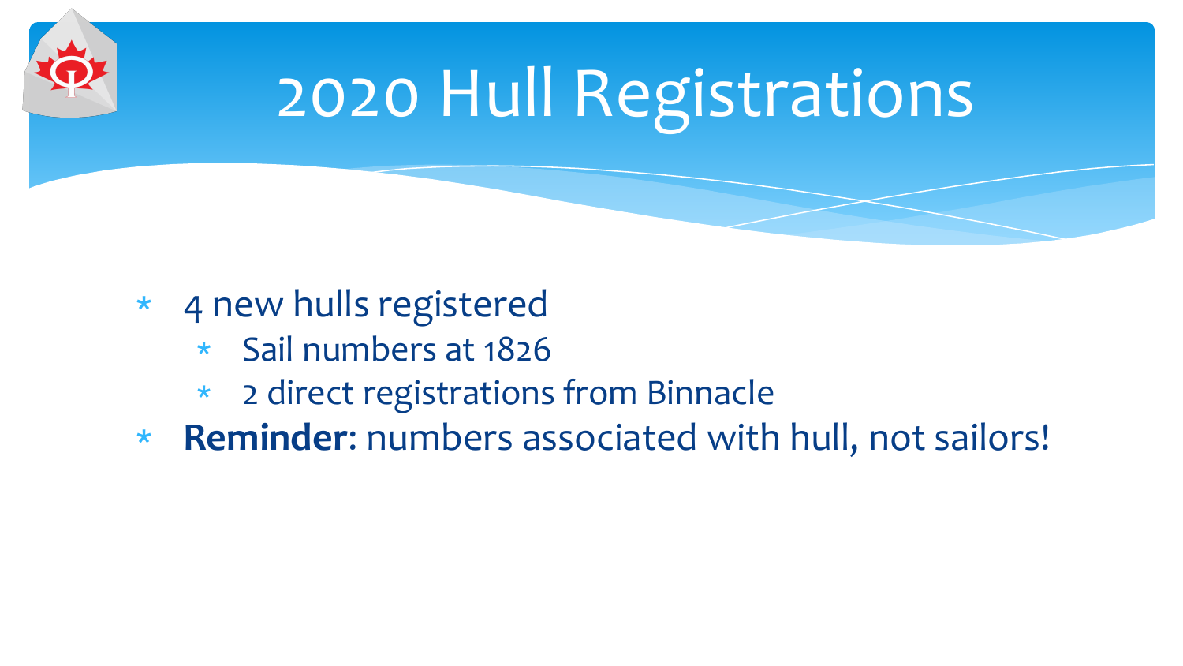# 2020 Hull Registrations

- 4 new hulls registered
  - Sail numbers at 1826
  - 2 direct registrations from Binnacle
- **Reminder:** numbers associated with hull, not sailors!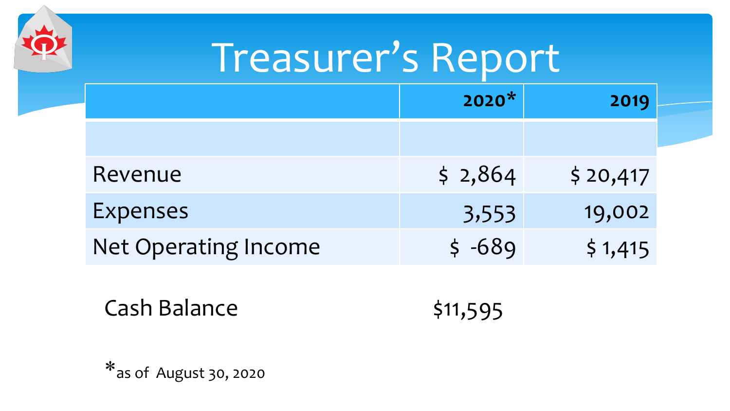# Treasurer's Report

| | 2020* | 2019 |
|---|---:|---:|
| | | |
| Revenue | $ 2,864 | $ 20,417 |
| Expenses | 3,553 | 19,002 |
| Net Operating Income | $ -689 | $ 1,415 |

Cash Balance $11,595

*as of August 30, 2020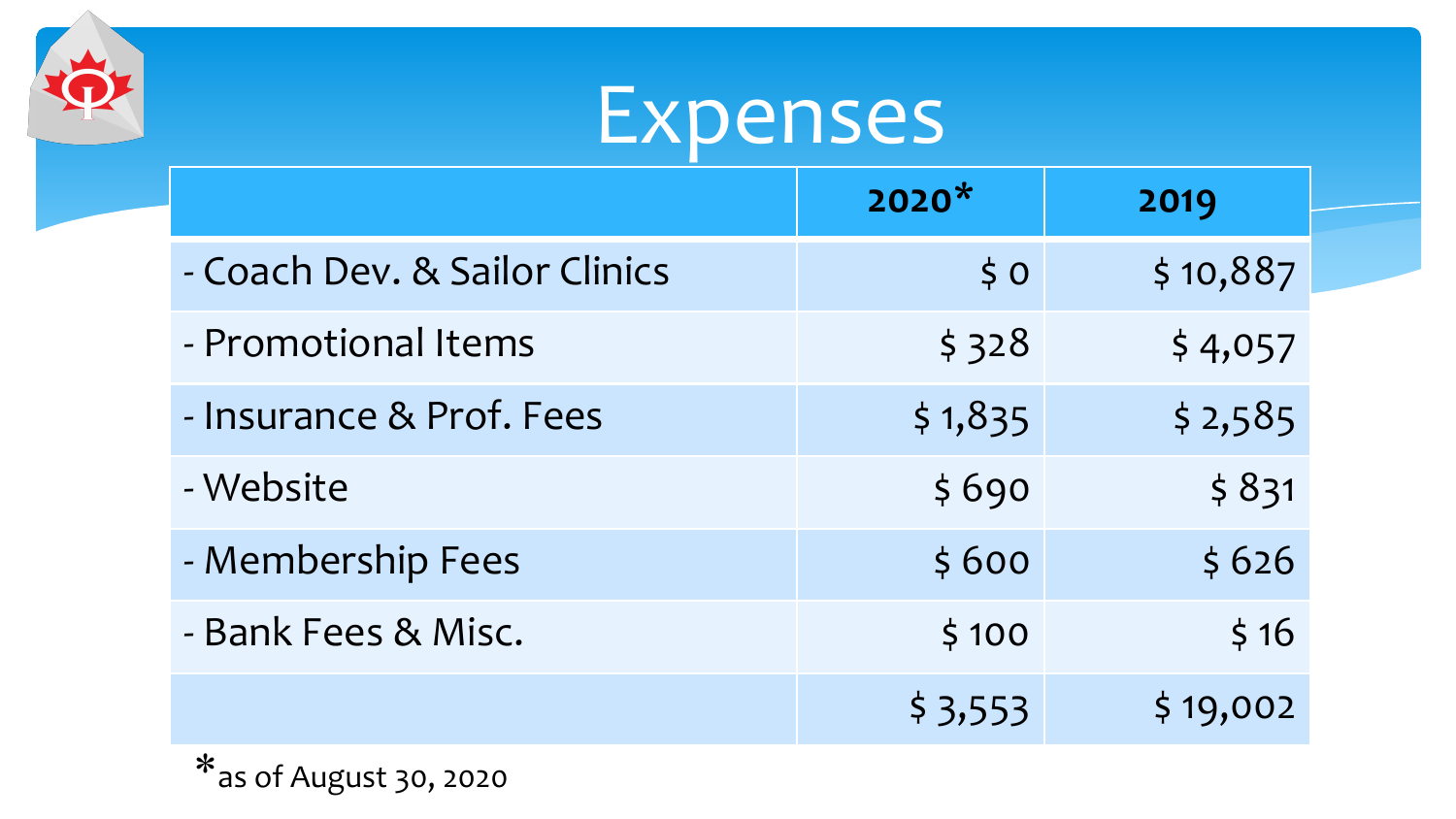# Expenses

| | 2020* | 2019 |
|---|---:|---:|
| - Coach Dev. & Sailor Clinics | $ 0 | $ 10,887 |
| - Promotional Items | $ 328 | $ 4,057 |
| - Insurance & Prof. Fees | $ 1,835 | $ 2,585 |
| - Website | $ 690 | $ 831 |
| - Membership Fees | $ 600 | $ 626 |
| - Bank Fees & Misc. | $ 100 | $ 16 |
| | $ 3,553 | $ 19,002 |

*as of August 30, 2020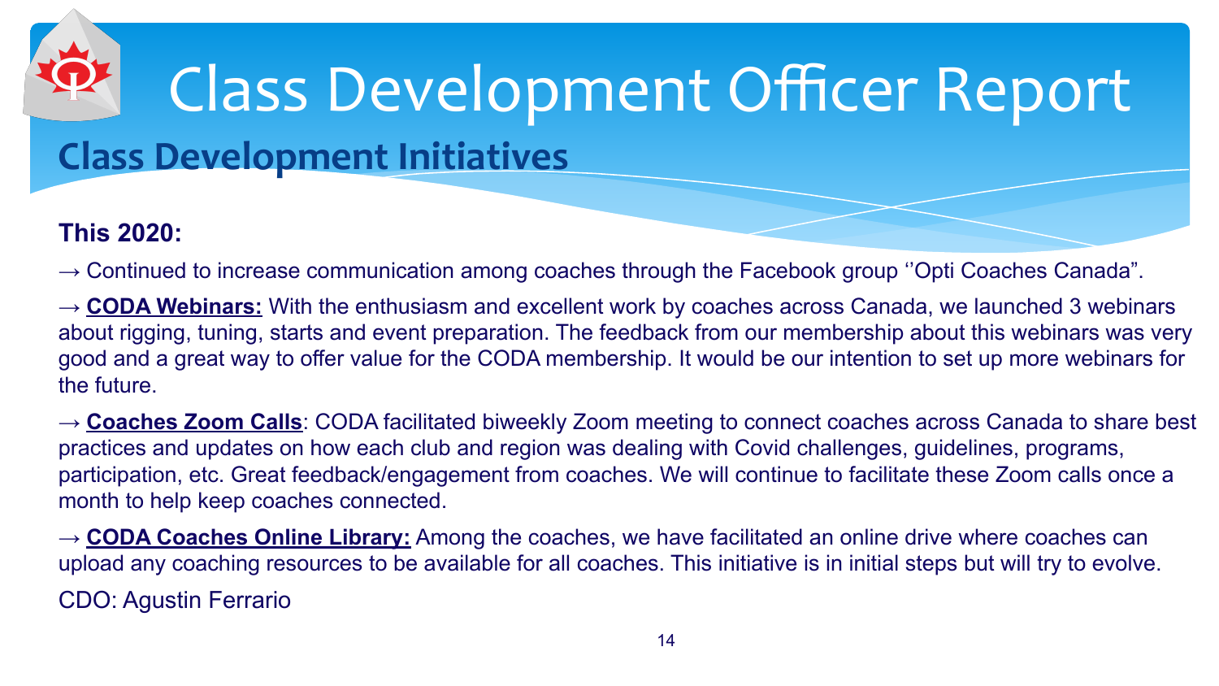# Class Development Officer Report

## Class Development Initiatives

**This 2020:**

→ Continued to increase communication among coaches through the Facebook group ‘’Opti Coaches Canada”.

→ **CODA Webinars:** With the enthusiasm and excellent work by coaches across Canada, we launched 3 webinars about rigging, tuning, starts and event preparation. The feedback from our membership about this webinars was very good and a great way to offer value for the CODA membership. It would be our intention to set up more webinars for the future.

→ **Coaches Zoom Calls**: CODA facilitated biweekly Zoom meeting to connect coaches across Canada to share best practices and updates on how each club and region was dealing with Covid challenges, guidelines, programs, participation, etc. Great feedback/engagement from coaches. We will continue to facilitate these Zoom calls once a month to help keep coaches connected.

→ **CODA Coaches Online Library:** Among the coaches, we have facilitated an online drive where coaches can upload any coaching resources to be available for all coaches. This initiative is in initial steps but will try to evolve.

CDO: Agustin Ferrario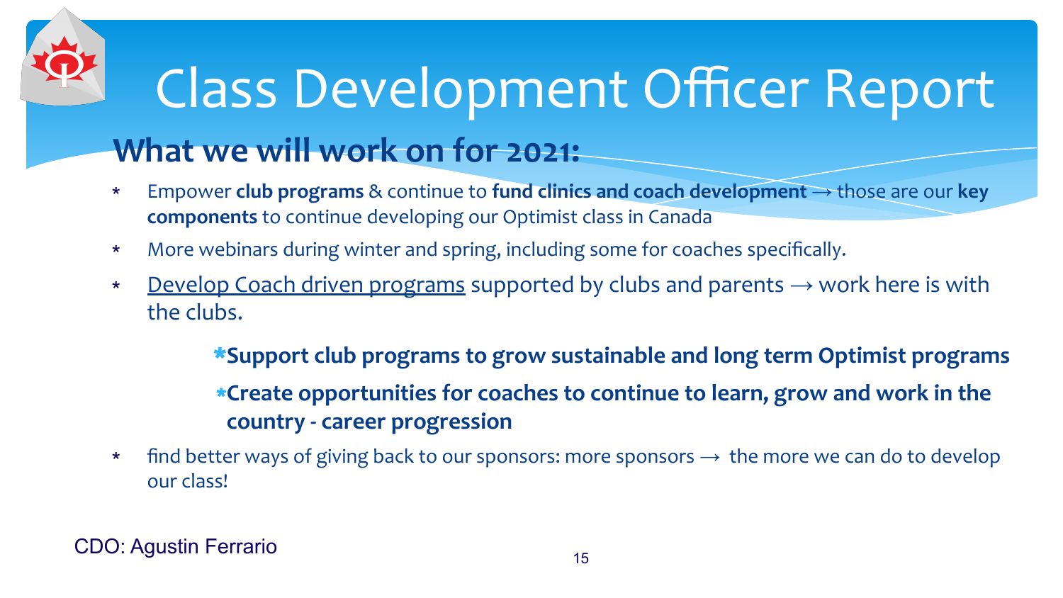# Class Development Officer Report

## What we will work on for 2021:

- Empower **club programs** & continue to **fund clinics and coach development** → those are our **key components** to continue developing our Optimist class in Canada
- More webinars during winter and spring, including some for coaches specifically.
- Develop Coach driven programs supported by clubs and parents → work here is with the clubs.
  - **Support club programs to grow sustainable and long term Optimist programs**
  - **Create opportunities for coaches to continue to learn, grow and work in the country - career progression**
- find better ways of giving back to our sponsors: more sponsors → the more we can do to develop our class!

CDO: Agustin Ferrario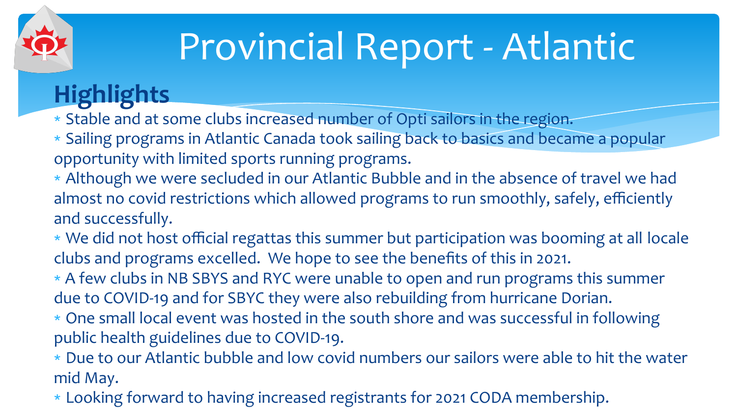# Provincial Report - Atlantic

## Highlights

* Stable and at some clubs increased number of Opti sailors in the region.
* Sailing programs in Atlantic Canada took sailing back to basics and became a popular opportunity with limited sports running programs.
* Although we were secluded in our Atlantic Bubble and in the absence of travel we had almost no covid restrictions which allowed programs to run smoothly, safely, efficiently and successfully.
* We did not host official regattas this summer but participation was booming at all locale clubs and programs excelled. We hope to see the benefits of this in 2021.
* A few clubs in NB SBYS and RYC were unable to open and run programs this summer due to COVID-19 and for SBYC they were also rebuilding from hurricane Dorian.
* One small local event was hosted in the south shore and was successful in following public health guidelines due to COVID-19.
* Due to our Atlantic bubble and low covid numbers our sailors were able to hit the water mid May.
* Looking forward to having increased registrants for 2021 CODA membership.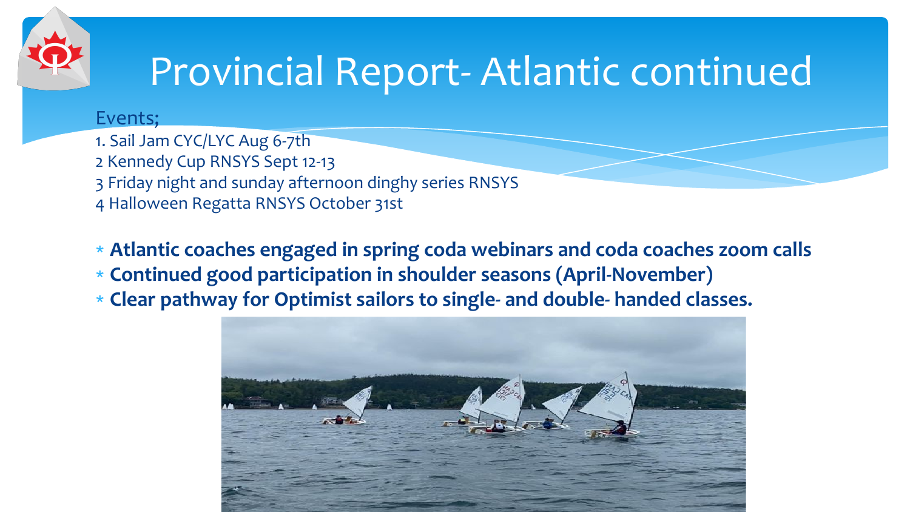# Provincial Report- Atlantic continued

Events;

1. Sail Jam CYC/LYC Aug 6-7th
2 Kennedy Cup RNSYS Sept 12-13
3 Friday night and sunday afternoon dinghy series RNSYS
4 Halloween Regatta RNSYS October 31st

- **Atlantic coaches engaged in spring coda webinars and coda coaches zoom calls**
- **Continued good participation in shoulder seasons (April-November)**
- **Clear pathway for Optimist sailors to single- and double- handed classes.**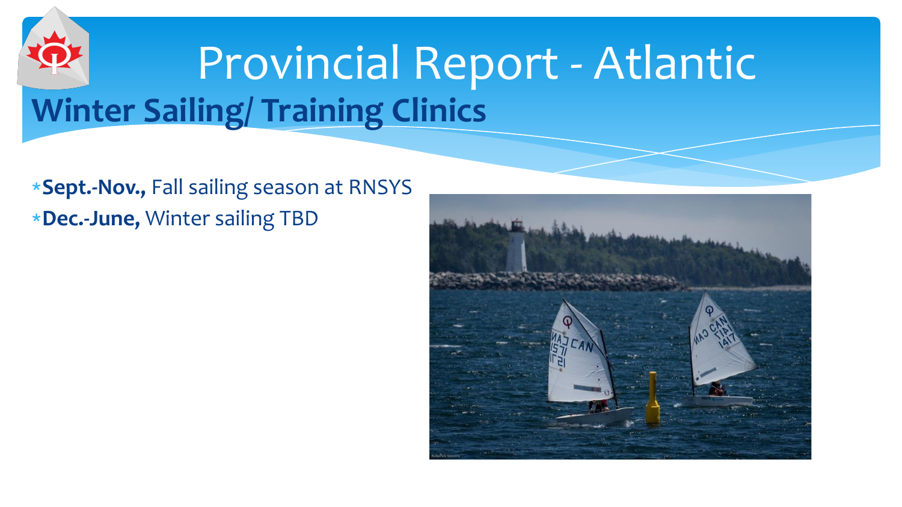# Provincial Report - Atlantic

## Winter Sailing/ Training Clinics

- **Sept.-Nov.,** Fall sailing season at RNSYS
- **Dec.-June,** Winter sailing TBD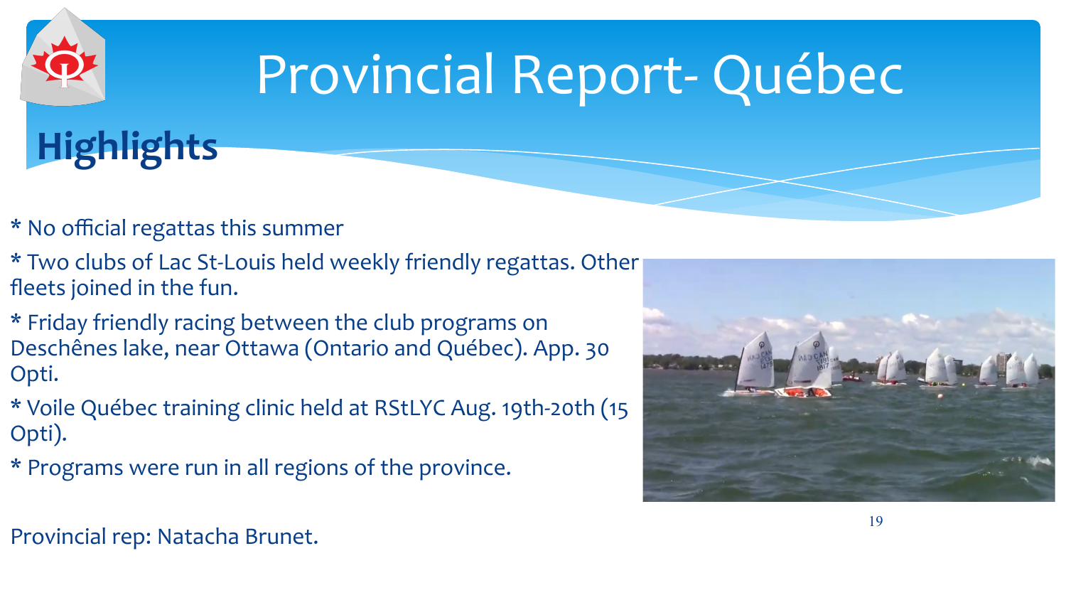# Provincial Report- Québec

## Highlights

* No official regattas this summer

* Two clubs of Lac St-Louis held weekly friendly regattas. Other fleets joined in the fun.

* Friday friendly racing between the club programs on Deschênes lake, near Ottawa (Ontario and Québec). App. 30 Opti.

* Voile Québec training clinic held at RStLYC Aug. 19th-20th (15 Opti).

* Programs were run in all regions of the province.

Provincial rep: Natacha Brunet.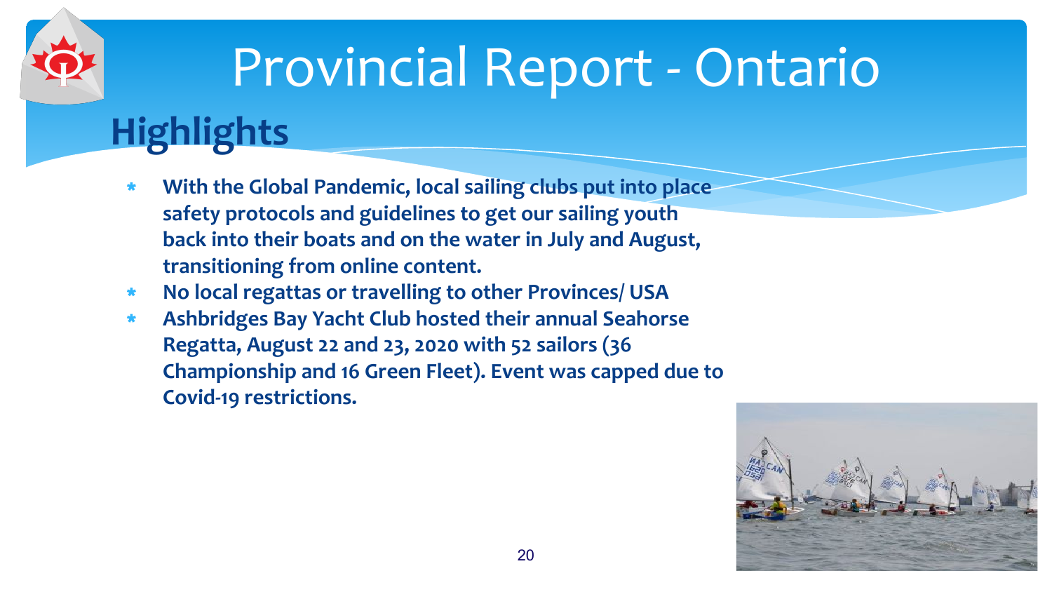# Provincial Report - Ontario

## Highlights

- **With the Global Pandemic, local sailing clubs put into place safety protocols and guidelines to get our sailing youth back into their boats and on the water in July and August, transitioning from online content.**
- **No local regattas or travelling to other Provinces/ USA**
- **Ashbridges Bay Yacht Club hosted their annual Seahorse Regatta, August 22 and 23, 2020 with 52 sailors (36 Championship and 16 Green Fleet). Event was capped due to Covid-19 restrictions.**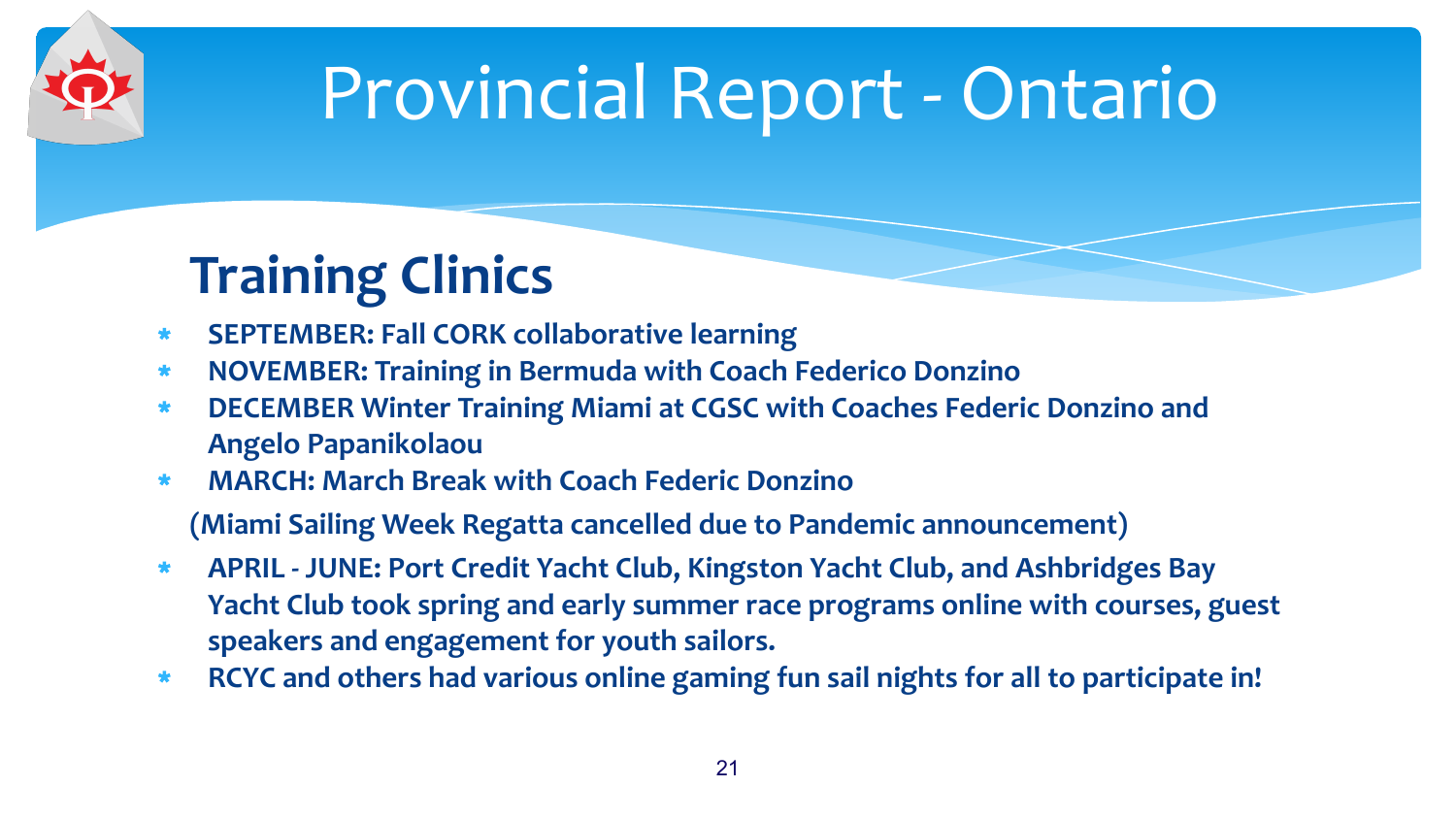# Provincial Report - Ontario

## Training Clinics

- **SEPTEMBER: Fall CORK collaborative learning**
- **NOVEMBER: Training in Bermuda with Coach Federico Donzino**
- **DECEMBER Winter Training Miami at CGSC with Coaches Federic Donzino and Angelo Papanikolaou**
- **MARCH: March Break with Coach Federic Donzino**

**(Miami Sailing Week Regatta cancelled due to Pandemic announcement)**

- **APRIL - JUNE: Port Credit Yacht Club, Kingston Yacht Club, and Ashbridges Bay Yacht Club took spring and early summer race programs online with courses, guest speakers and engagement for youth sailors.**
- **RCYC and others had various online gaming fun sail nights for all to participate in!**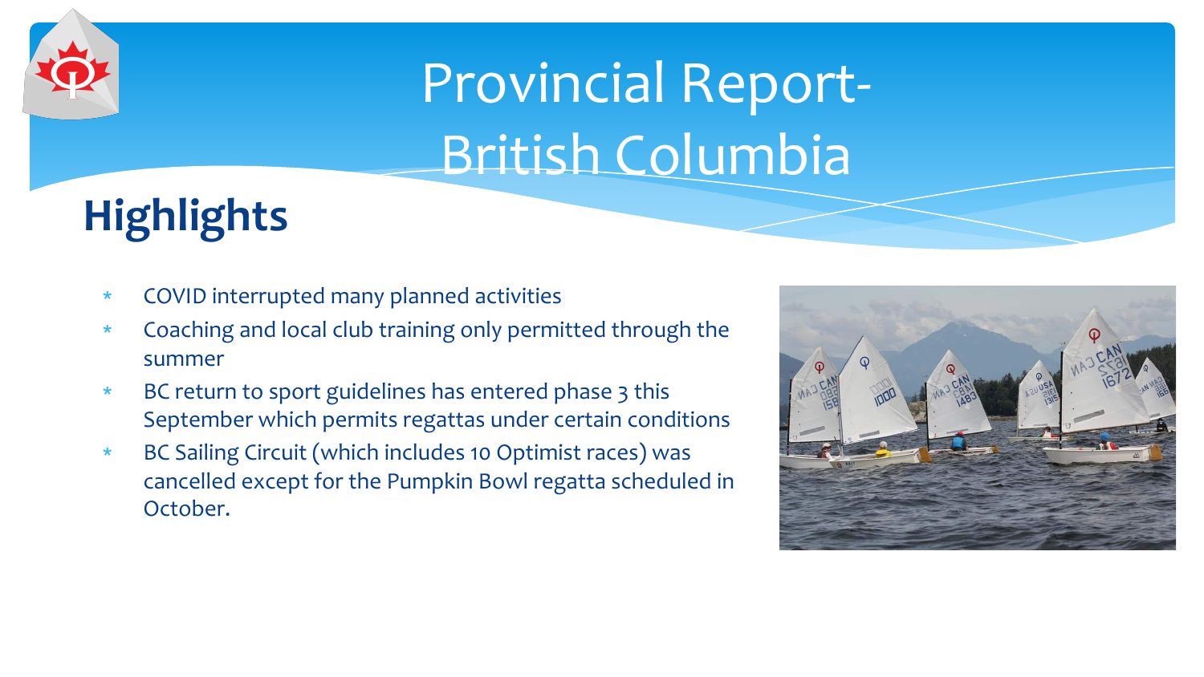# Provincial Report-British Columbia

## Highlights

* COVID interrupted many planned activities
* Coaching and local club training only permitted through the summer
* BC return to sport guidelines has entered phase 3 this September which permits regattas under certain conditions
* BC Sailing Circuit (which includes 10 Optimist races) was cancelled except for the Pumpkin Bowl regatta scheduled in October.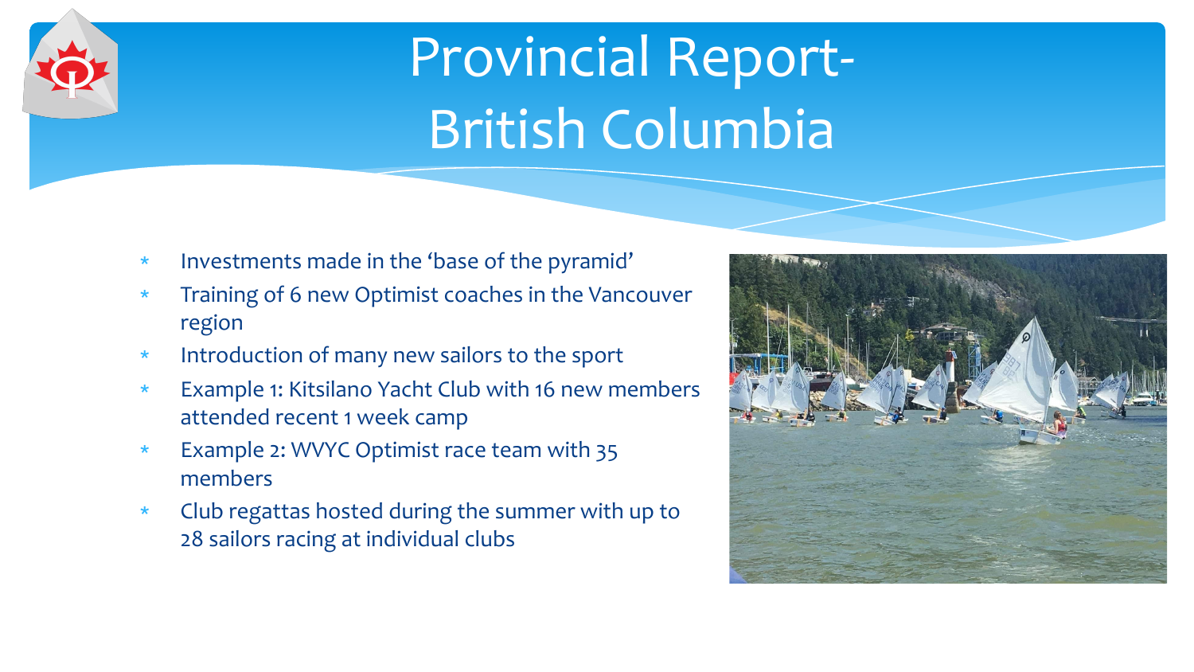# Provincial Report- British Columbia

- Investments made in the 'base of the pyramid'
- Training of 6 new Optimist coaches in the Vancouver region
- Introduction of many new sailors to the sport
- Example 1: Kitsilano Yacht Club with 16 new members attended recent 1 week camp
- Example 2: WVYC Optimist race team with 35 members
- Club regattas hosted during the summer with up to 28 sailors racing at individual clubs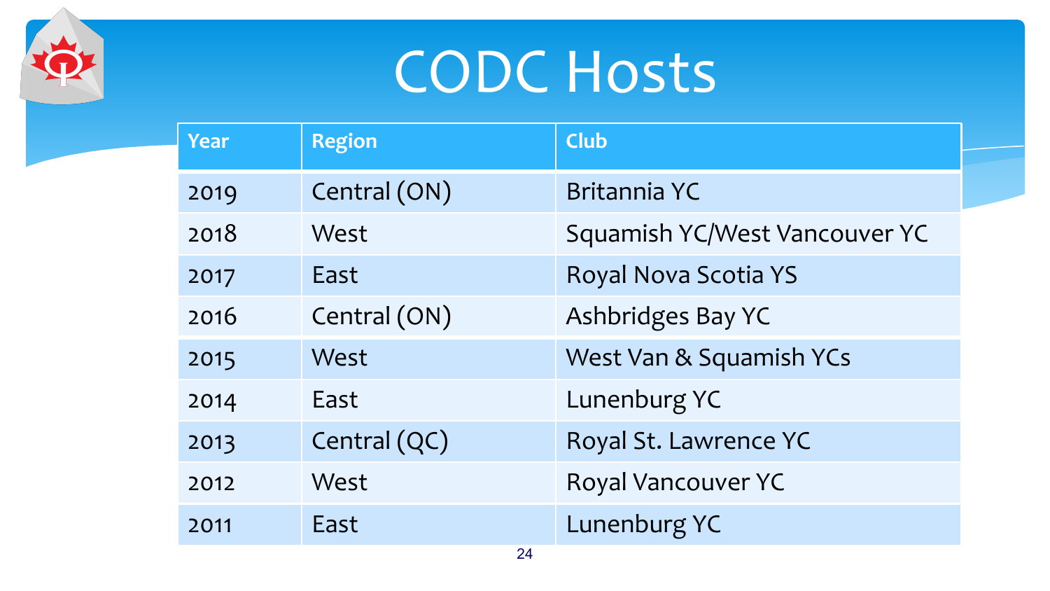# CODC Hosts

| Year | Region | Club |
| --- | --- | --- |
| 2019 | Central (ON) | Britannia YC |
| 2018 | West | Squamish YC/West Vancouver YC |
| 2017 | East | Royal Nova Scotia YS |
| 2016 | Central (ON) | Ashbridges Bay YC |
| 2015 | West | West Van & Squamish YCs |
| 2014 | East | Lunenburg YC |
| 2013 | Central (QC) | Royal St. Lawrence YC |
| 2012 | West | Royal Vancouver YC |
| 2011 | East | Lunenburg YC |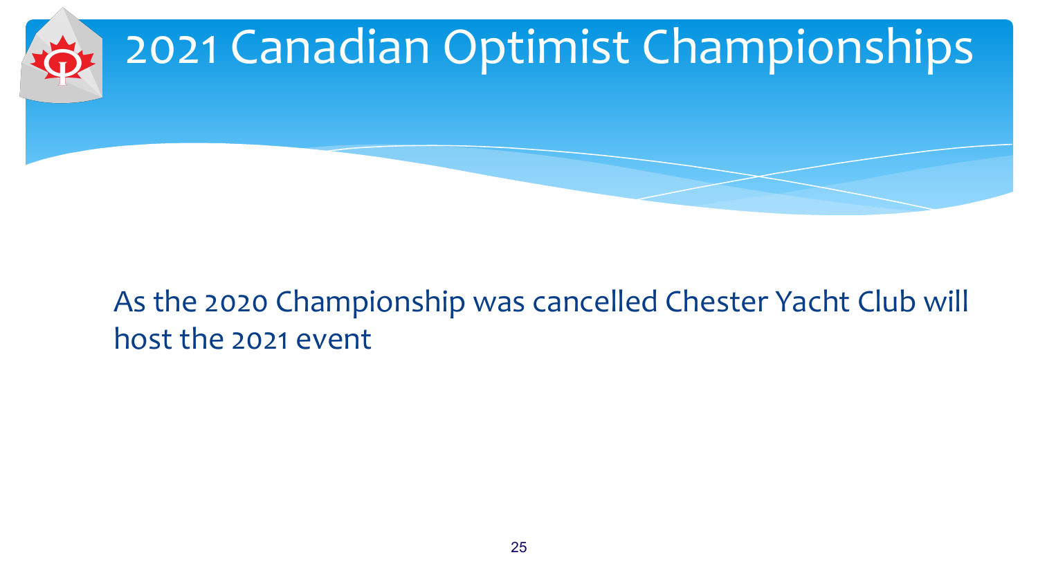# 2021 Canadian Optimist Championships

As the 2020 Championship was cancelled Chester Yacht Club will host the 2021 event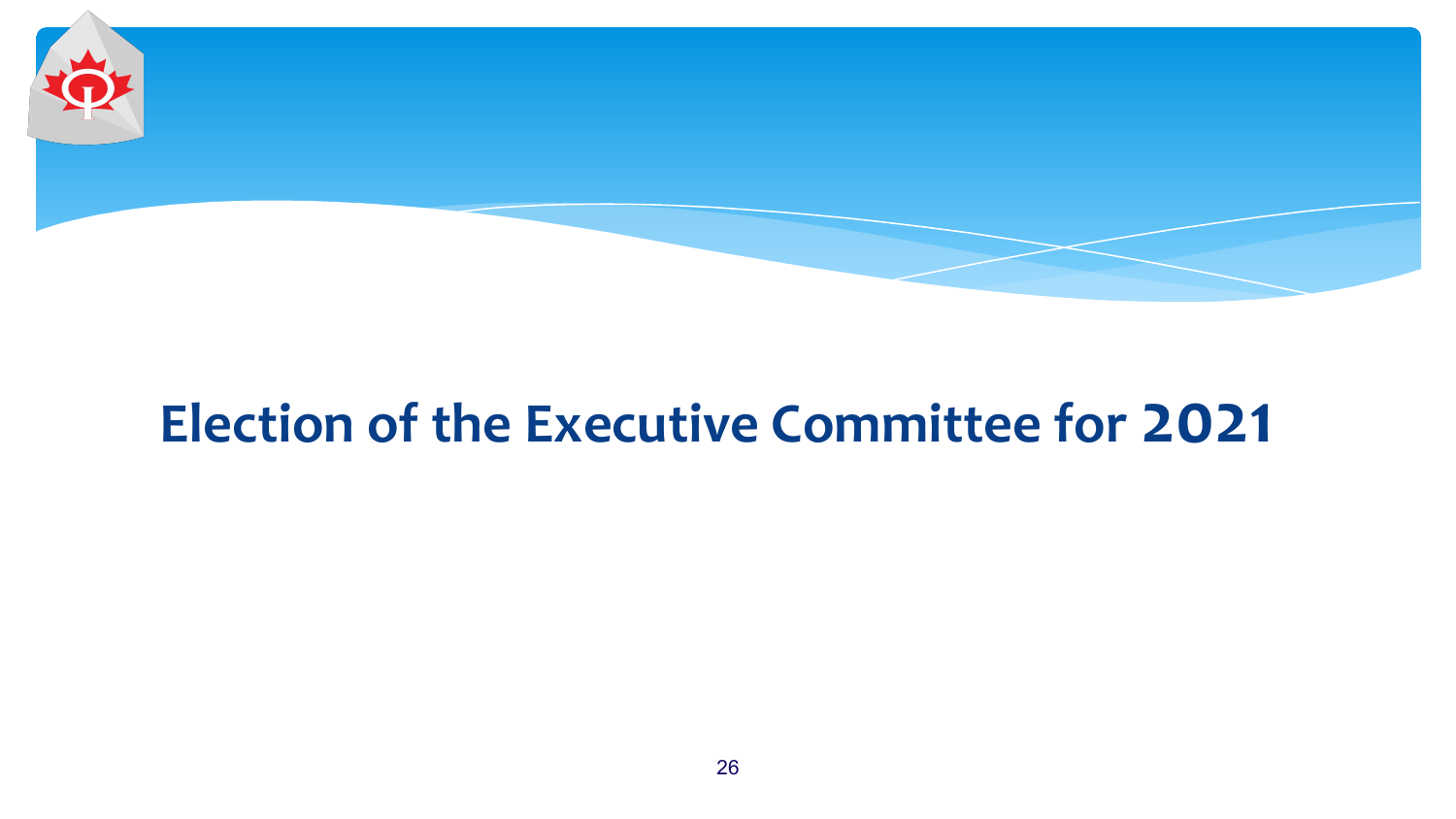# Election of the Executive Committee for 2021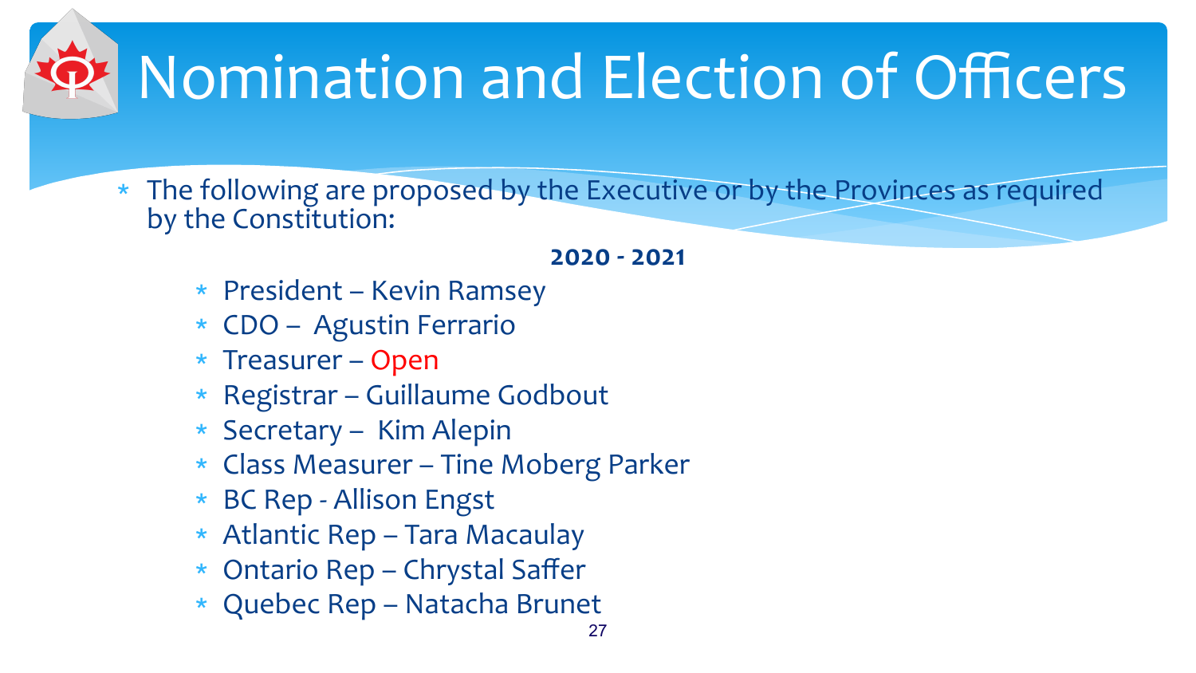# Nomination and Election of Officers

* The following are proposed by the Executive or by the Provinces as required by the Constitution:

**2020 - 2021**

  * President – Kevin Ramsey
  * CDO – Agustin Ferrario
  * Treasurer – Open
  * Registrar – Guillaume Godbout
  * Secretary – Kim Alepin
  * Class Measurer – Tine Moberg Parker
  * BC Rep - Allison Engst
  * Atlantic Rep – Tara Macaulay
  * Ontario Rep – Chrystal Saffer
  * Quebec Rep – Natacha Brunet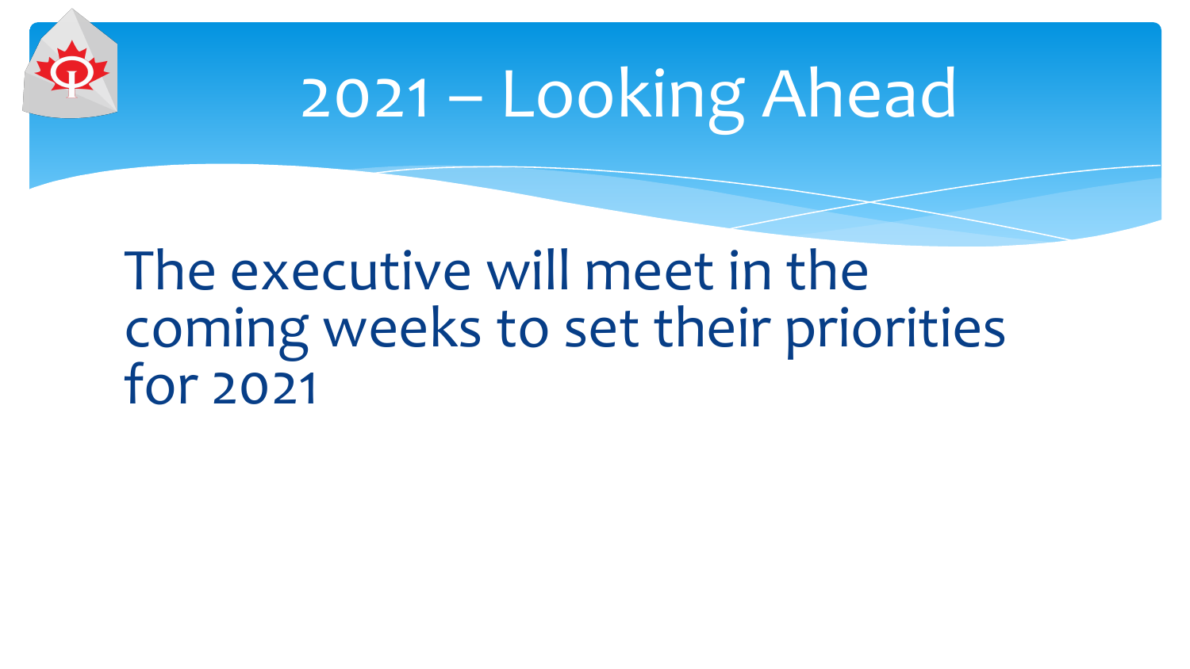# 2021 – Looking Ahead

The executive will meet in the coming weeks to set their priorities for 2021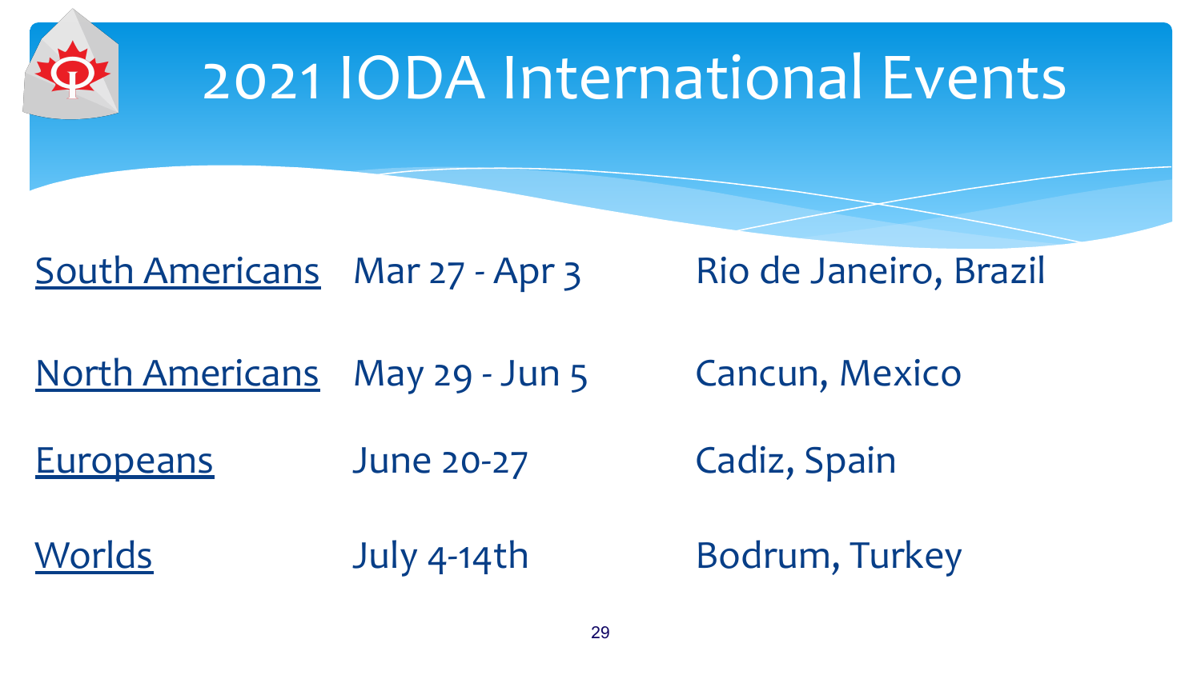# 2021 IODA International Events

| | | |
|---|---|---|
| South Americans | Mar 27 - Apr 3 | Rio de Janeiro, Brazil |
| North Americans | May 29 - Jun 5 | Cancun, Mexico |
| Europeans | June 20-27 | Cadiz, Spain |
| Worlds | July 4-14th | Bodrum, Turkey |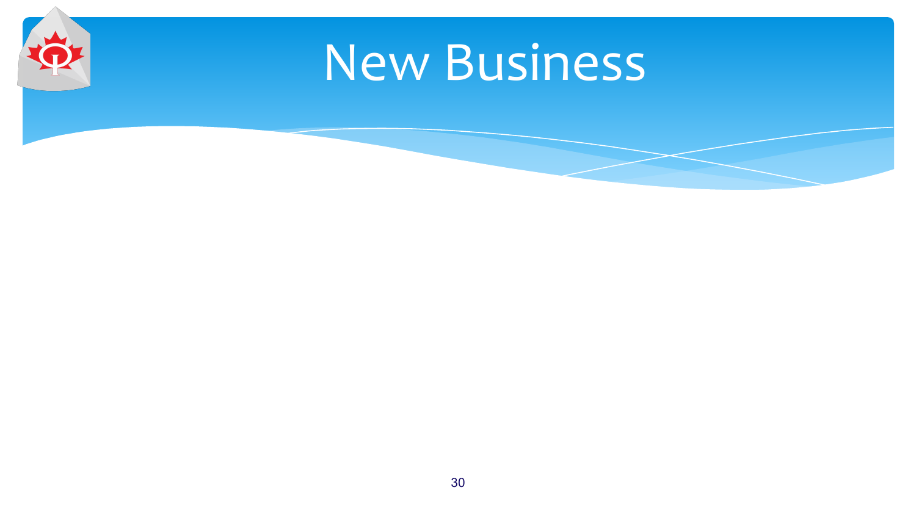# New Business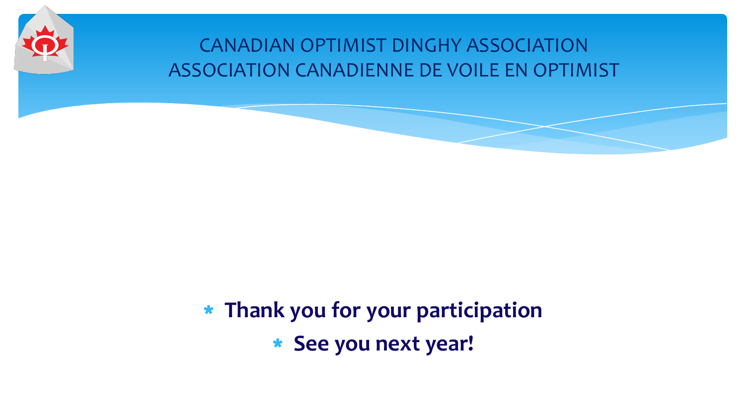CANADIAN OPTIMIST DINGHY ASSOCIATION
ASSOCIATION CANADIENNE DE VOILE EN OPTIMIST

- **Thank you for your participation**
- **See you next year!**